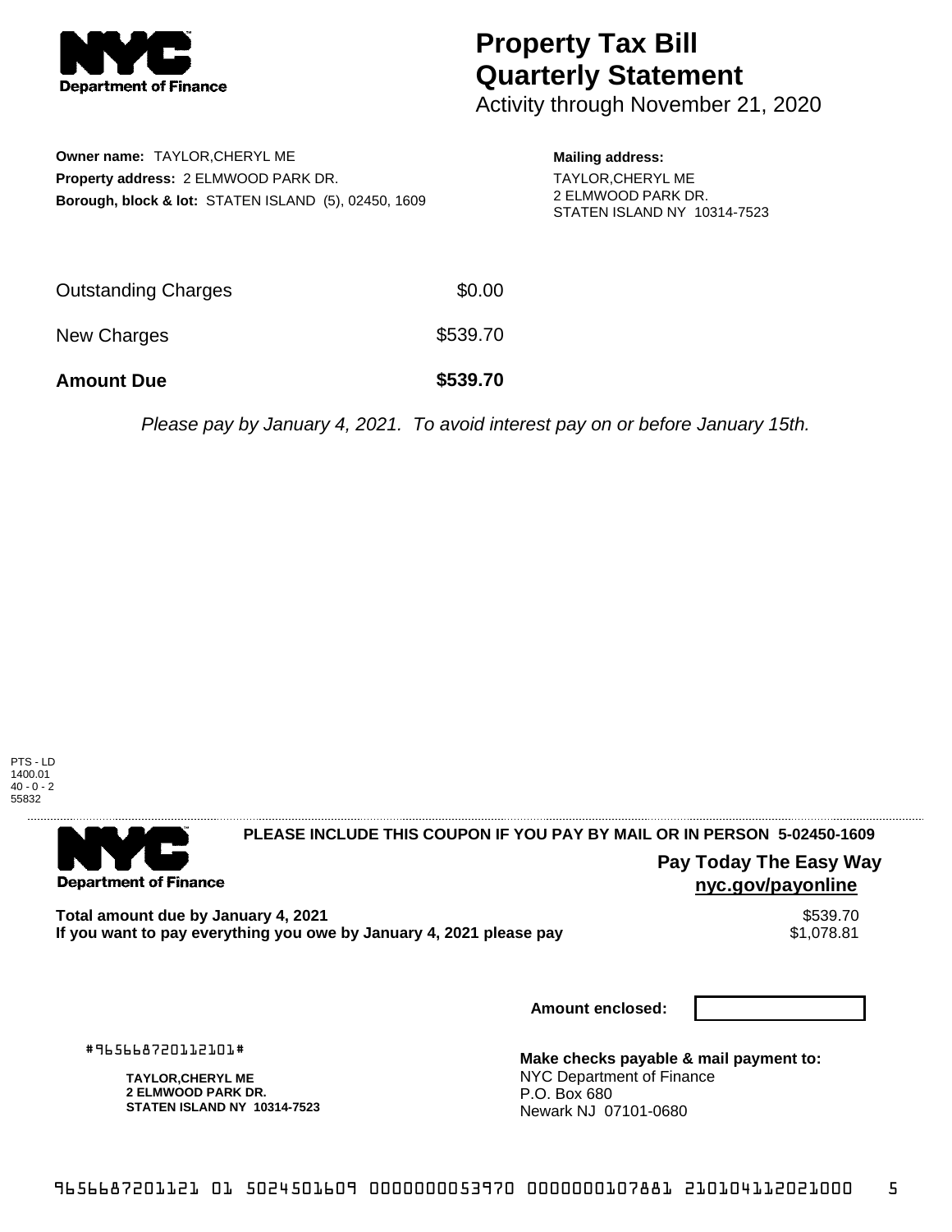# Property Tax Bill Quarterly Statement

Activity through November 21, 2020

**Owner name:** TAYLOR,CHERYL ME
**Property address:** 2 ELMWOOD PARK DR.
**Borough, block & lot:** STATEN ISLAND (5), 02450, 1609

**Mailing address:**
TAYLOR,CHERYL ME
2 ELMWOOD PARK DR.
STATEN ISLAND NY 10314-7523

| | |
|---|---|
| Outstanding Charges | $0.00 |
| New Charges | $539.70 |
| **Amount Due** | **$539.70** |

*Please pay by January 4, 2021. To avoid interest pay on or before January 15th.*

PTS - LD
1400.01
40 - 0 - 2
55832

**PLEASE INCLUDE THIS COUPON IF YOU PAY BY MAIL OR IN PERSON 5-02450-1609**

**Pay Today The Easy Way**
**nyc.gov/payonline**

| | |
|---|---|
| **Total amount due by January 4, 2021** | $539.70 |
| **If you want to pay everything you owe by January 4, 2021 please pay** | $1,078.81 |

**Amount enclosed:**

#965668720112101#

**TAYLOR,CHERYL ME**
**2 ELMWOOD PARK DR.**
**STATEN ISLAND NY 10314-7523**

**Make checks payable & mail payment to:**
NYC Department of Finance
P.O. Box 680
Newark NJ 07101-0680

9656687201121 01 5024501609 0000000053970 0000000107881 210104112021000 5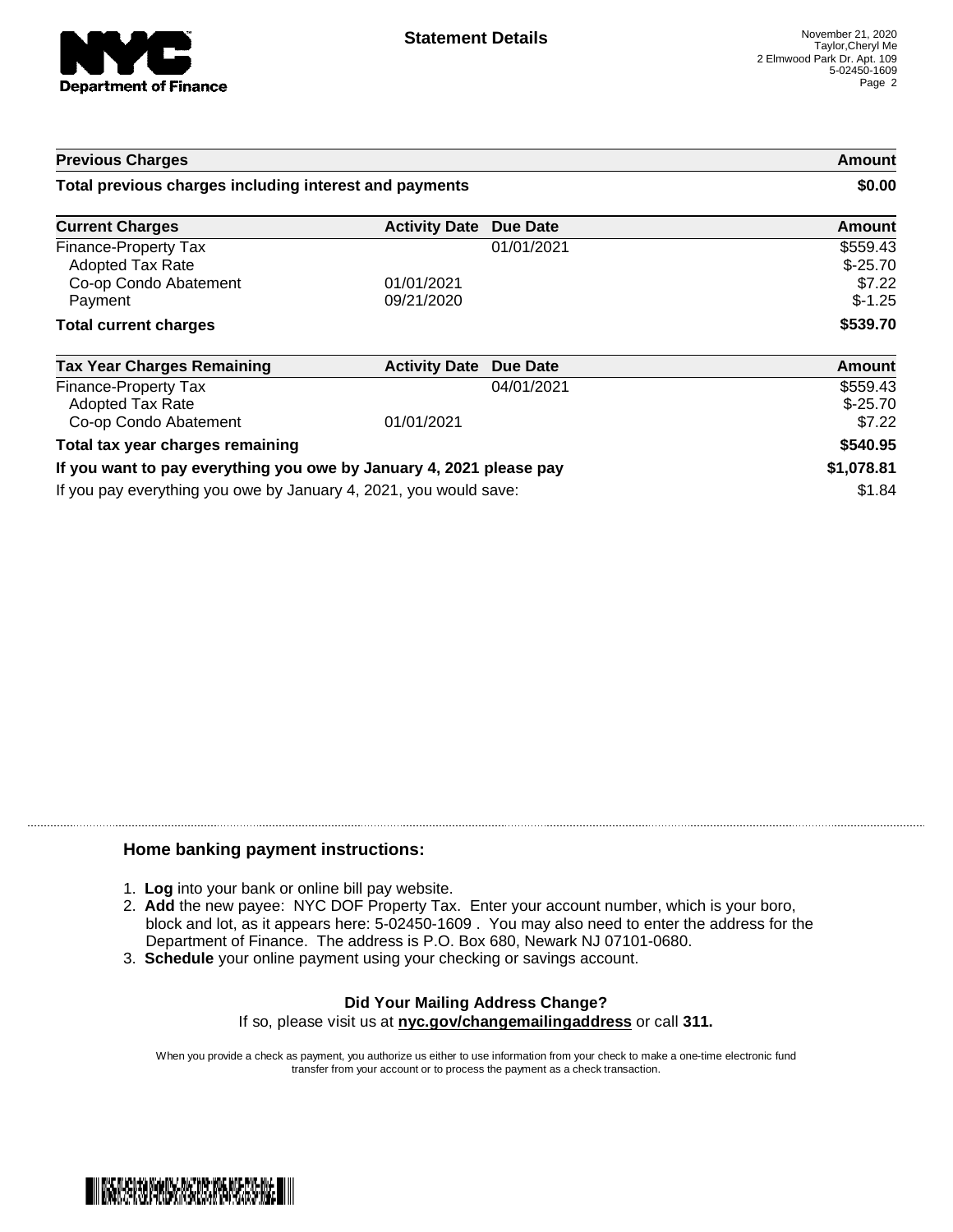# Statement Details

November 21, 2020
Taylor,Cheryl Me
2 Elmwood Park Dr. Apt. 109
5-02450-1609

| Previous Charges | | | Amount |
|---|---|---|---|
| **Total previous charges including interest and payments** | | | **$0.00** |

| Current Charges | Activity Date | Due Date | Amount |
|---|---|---|---|
| Finance-Property Tax | | 01/01/2021 | $559.43 |
| Adopted Tax Rate | | | $-25.70 |
| Co-op Condo Abatement | 01/01/2021 | | $7.22 |
| Payment | 09/21/2020 | | $-1.25 |
| **Total current charges** | | | **$539.70** |

| Tax Year Charges Remaining | Activity Date | Due Date | Amount |
|---|---|---|---|
| Finance-Property Tax | | 04/01/2021 | $559.43 |
| Adopted Tax Rate | | | $-25.70 |
| Co-op Condo Abatement | 01/01/2021 | | $7.22 |
| **Total tax year charges remaining** | | | **$540.95** |
| **If you want to pay everything you owe by January 4, 2021 please pay** | | | **$1,078.81** |
| If you pay everything you owe by January 4, 2021, you would save: | | | $1.84 |

## Home banking payment instructions:

1. **Log** into your bank or online bill pay website.
2. **Add** the new payee: NYC DOF Property Tax. Enter your account number, which is your boro, block and lot, as it appears here: 5-02450-1609 . You may also need to enter the address for the Department of Finance. The address is P.O. Box 680, Newark NJ 07101-0680.
3. **Schedule** your online payment using your checking or savings account.

**Did Your Mailing Address Change?**
If so, please visit us at **nyc.gov/changemailingaddress** or call **311.**

When you provide a check as payment, you authorize us either to use information from your check to make a one-time electronic fund transfer from your account or to process the payment as a check transaction.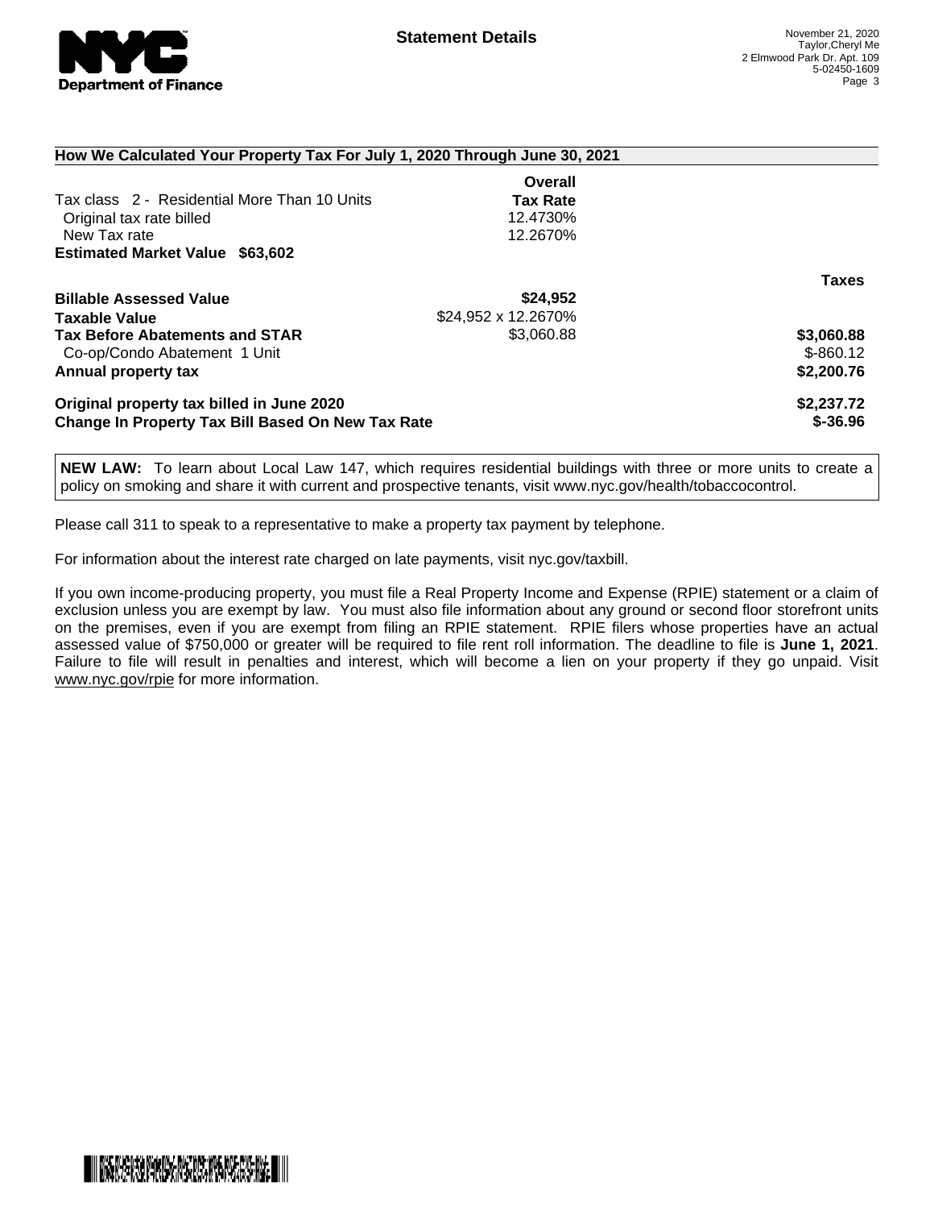## Statement Details

November 21, 2020
Taylor,Cheryl Me
2 Elmwood Park Dr. Apt. 109
5-02450-1609

### How We Calculated Your Property Tax For July 1, 2020 Through June 30, 2021

| | Overall Tax Rate | Taxes |
|---|---|---|
| Tax class 2 - Residential More Than 10 Units | | |
| Original tax rate billed | 12.4730% | |
| New Tax rate | 12.2670% | |
| **Estimated Market Value $63,602** | | |
| **Billable Assessed Value** | **$24,952** | |
| **Taxable Value** | $24,952 x 12.2670% | |
| **Tax Before Abatements and STAR** | $3,060.88 | **$3,060.88** |
| Co-op/Condo Abatement 1 Unit | | $-860.12 |
| **Annual property tax** | | **$2,200.76** |
| **Original property tax billed in June 2020** | | **$2,237.72** |
| **Change In Property Tax Bill Based On New Tax Rate** | | **$-36.96** |

**NEW LAW:** To learn about Local Law 147, which requires residential buildings with three or more units to create a policy on smoking and share it with current and prospective tenants, visit www.nyc.gov/health/tobaccocontrol.

Please call 311 to speak to a representative to make a property tax payment by telephone.

For information about the interest rate charged on late payments, visit nyc.gov/taxbill.

If you own income-producing property, you must file a Real Property Income and Expense (RPIE) statement or a claim of exclusion unless you are exempt by law. You must also file information about any ground or second floor storefront units on the premises, even if you are exempt from filing an RPIE statement. RPIE filers whose properties have an actual assessed value of $750,000 or greater will be required to file rent roll information. The deadline to file is **June 1, 2021**. Failure to file will result in penalties and interest, which will become a lien on your property if they go unpaid. Visit www.nyc.gov/rpie for more information.